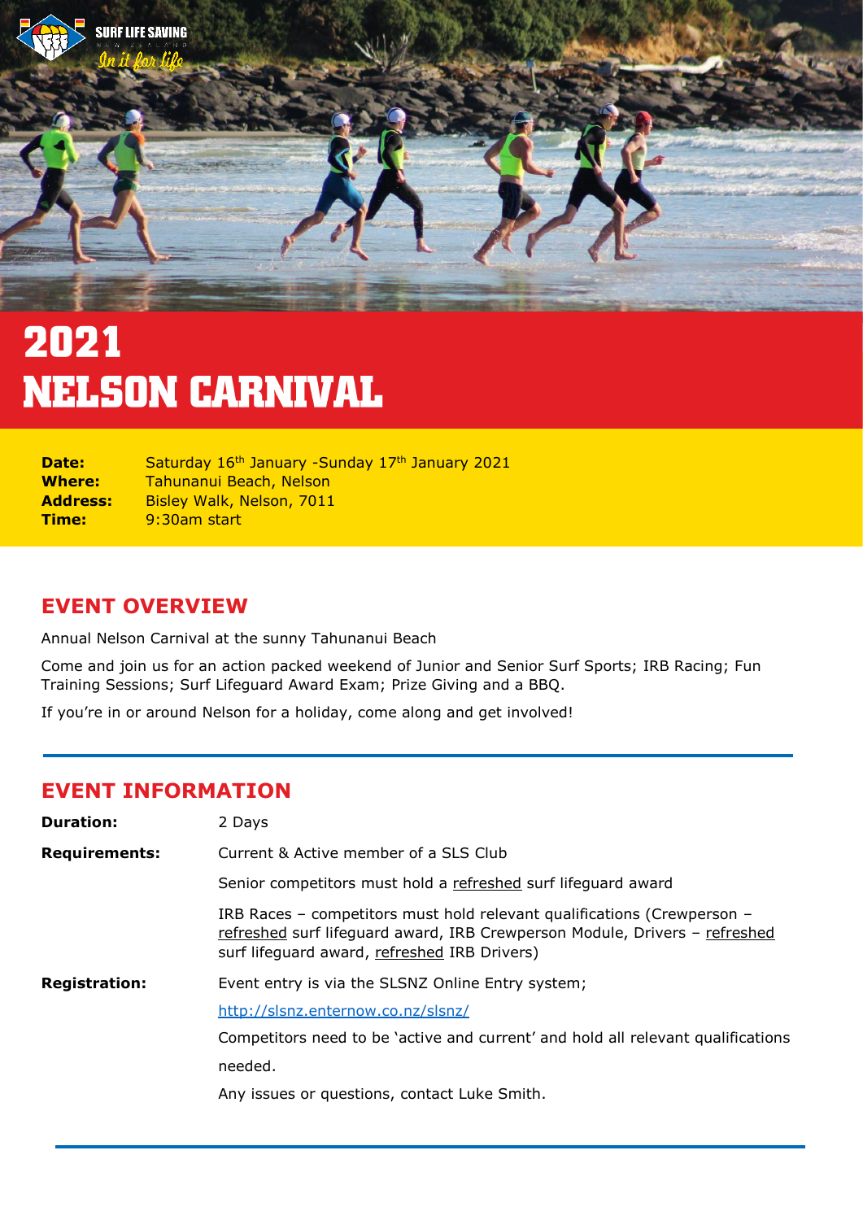# 2021 NELSON CARNIVAL

**Date:** Saturday 16th January -Sunday 17th January 2021
**Where:** Tahunanui Beach, Nelson
**Address:** Bisley Walk, Nelson, 7011
**Time:** 9:30am start

## EVENT OVERVIEW

Annual Nelson Carnival at the sunny Tahunanui Beach

Come and join us for an action packed weekend of Junior and Senior Surf Sports; IRB Racing; Fun Training Sessions; Surf Lifeguard Award Exam; Prize Giving and a BBQ.

If you're in or around Nelson for a holiday, come along and get involved!

## EVENT INFORMATION

**Duration:** 2 Days

**Requirements:** Current & Active member of a SLS Club

Senior competitors must hold a refreshed surf lifeguard award

IRB Races – competitors must hold relevant qualifications (Crewperson – refreshed surf lifeguard award, IRB Crewperson Module, Drivers – refreshed surf lifeguard award, refreshed IRB Drivers)

**Registration:** Event entry is via the SLSNZ Online Entry system;

http://slsnz.enternow.co.nz/slsnz/

Competitors need to be 'active and current' and hold all relevant qualifications needed.

Any issues or questions, contact Luke Smith.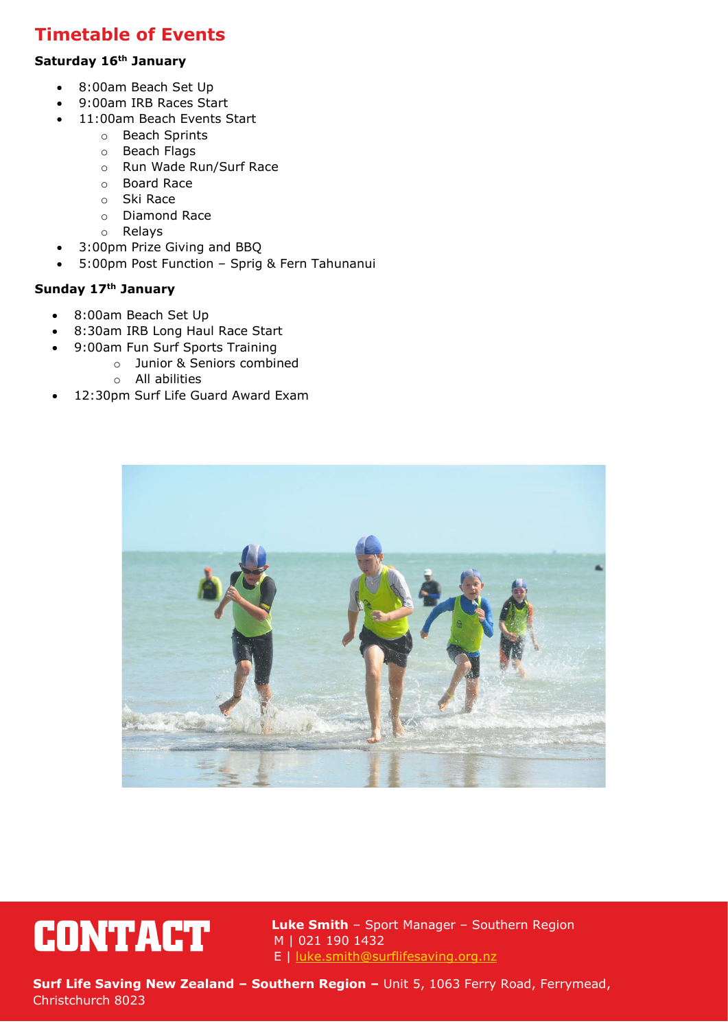## Timetable of Events

**Saturday 16th January**

- 8:00am Beach Set Up
- 9:00am IRB Races Start
- 11:00am Beach Events Start
  - Beach Sprints
  - Beach Flags
  - Run Wade Run/Surf Race
  - Board Race
  - Ski Race
  - Diamond Race
  - Relays
- 3:00pm Prize Giving and BBQ
- 5:00pm Post Function – Sprig & Fern Tahunanui

**Sunday 17th January**

- 8:00am Beach Set Up
- 8:30am IRB Long Haul Race Start
- 9:00am Fun Surf Sports Training
  - Junior & Seniors combined
  - All abilities
- 12:30pm Surf Life Guard Award Exam

## CONTACT

**Luke Smith** – Sport Manager – Southern Region
M | 021 190 1432
E | luke.smith@surflifesaving.org.nz

**Surf Life Saving New Zealand – Southern Region –** Unit 5, 1063 Ferry Road, Ferrymead, Christchurch 8023